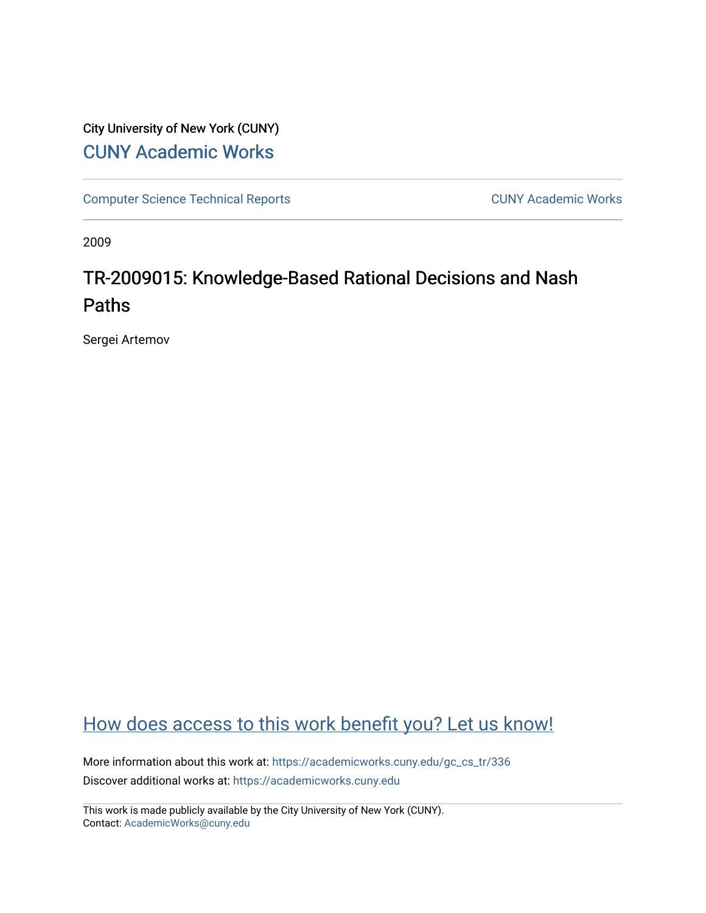City University of New York (CUNY)

CUNY Academic Works

Computer Science Technical Reports

CUNY Academic Works

2009

# TR-2009015: Knowledge-Based Rational Decisions and Nash Paths

Sergei Artemov

How does access to this work benefit you? Let us know!

More information about this work at: https://academicworks.cuny.edu/gc_cs_tr/336

Discover additional works at: https://academicworks.cuny.edu

This work is made publicly available by the City University of New York (CUNY).
Contact: AcademicWorks@cuny.edu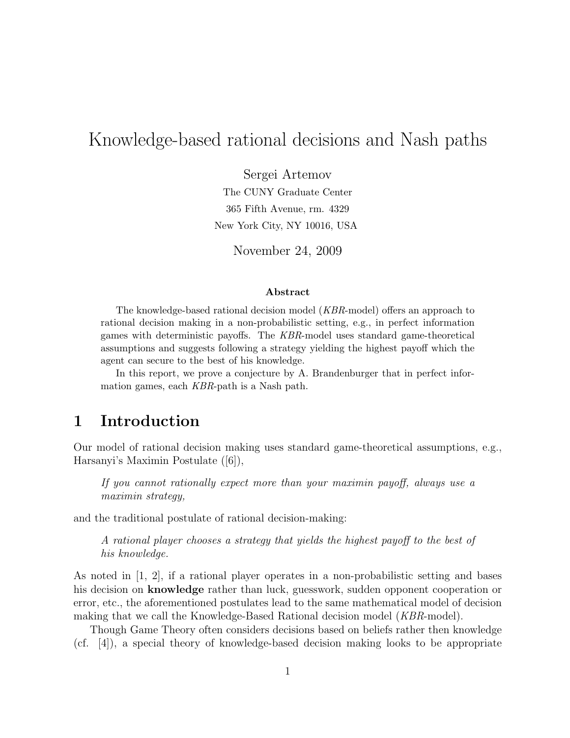# Knowledge-based rational decisions and Nash paths

Sergei Artemov

The CUNY Graduate Center

365 Fifth Avenue, rm. 4329

New York City, NY 10016, USA

November 24, 2009

**Abstract**

The knowledge-based rational decision model (*KBR*-model) offers an approach to rational decision making in a non-probabilistic setting, e.g., in perfect information games with deterministic payoffs. The *KBR*-model uses standard game-theoretical assumptions and suggests following a strategy yielding the highest payoff which the agent can secure to the best of his knowledge.

In this report, we prove a conjecture by A. Brandenburger that in perfect information games, each *KBR*-path is a Nash path.

## 1 Introduction

Our model of rational decision making uses standard game-theoretical assumptions, e.g., Harsanyi's Maximin Postulate ([6]),

> *If you cannot rationally expect more than your maximin payoff, always use a maximin strategy,*

and the traditional postulate of rational decision-making:

> *A rational player chooses a strategy that yields the highest payoff to the best of his knowledge.*

As noted in [1, 2], if a rational player operates in a non-probabilistic setting and bases his decision on **knowledge** rather than luck, guesswork, sudden opponent cooperation or error, etc., the aforementioned postulates lead to the same mathematical model of decision making that we call the Knowledge-Based Rational decision model (*KBR*-model).

Though Game Theory often considers decisions based on beliefs rather then knowledge (cf. [4]), a special theory of knowledge-based decision making looks to be appropriate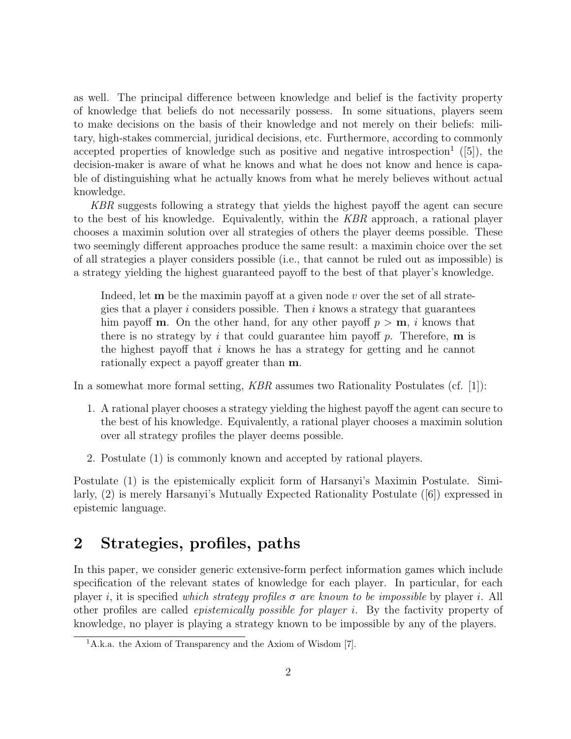as well. The principal difference between knowledge and belief is the factivity property of knowledge that beliefs do not necessarily possess. In some situations, players seem to make decisions on the basis of their knowledge and not merely on their beliefs: military, high-stakes commercial, juridical decisions, etc. Furthermore, according to commonly accepted properties of knowledge such as positive and negative introspection[1] ([5]), the decision-maker is aware of what he knows and what he does not know and hence is capable of distinguishing what he actually knows from what he merely believes without actual knowledge.

*KBR* suggests following a strategy that yields the highest payoff the agent can secure to the best of his knowledge. Equivalently, within the *KBR* approach, a rational player chooses a maximin solution over all strategies of others the player deems possible. These two seemingly different approaches produce the same result: a maximin choice over the set of all strategies a player considers possible (i.e., that cannot be ruled out as impossible) is a strategy yielding the highest guaranteed payoff to the best of that player's knowledge.

> Indeed, let $\mathbf{m}$ be the maximin payoff at a given node $v$ over the set of all strategies that a player $i$ considers possible. Then $i$ knows a strategy that guarantees him payoff $\mathbf{m}$. On the other hand, for any other payoff $p > \mathbf{m}$, $i$ knows that there is no strategy by $i$ that could guarantee him payoff $p$. Therefore, $\mathbf{m}$ is the highest payoff that $i$ knows he has a strategy for getting and he cannot rationally expect a payoff greater than $\mathbf{m}$.

In a somewhat more formal setting, *KBR* assumes two Rationality Postulates (cf. [1]):

1. A rational player chooses a strategy yielding the highest payoff the agent can secure to the best of his knowledge. Equivalently, a rational player chooses a maximin solution over all strategy profiles the player deems possible.
2. Postulate (1) is commonly known and accepted by rational players.

Postulate (1) is the epistemically explicit form of Harsanyi's Maximin Postulate. Similarly, (2) is merely Harsanyi's Mutually Expected Rationality Postulate ([6]) expressed in epistemic language.

## 2 Strategies, profiles, paths

In this paper, we consider generic extensive-form perfect information games which include specification of the relevant states of knowledge for each player. In particular, for each player $i$, it is specified *which strategy profiles $\sigma$ are known to be impossible* by player $i$. All other profiles are called *epistemically possible for player $i$*. By the factivity property of knowledge, no player is playing a strategy known to be impossible by any of the players.

[1] A.k.a. the Axiom of Transparency and the Axiom of Wisdom [7].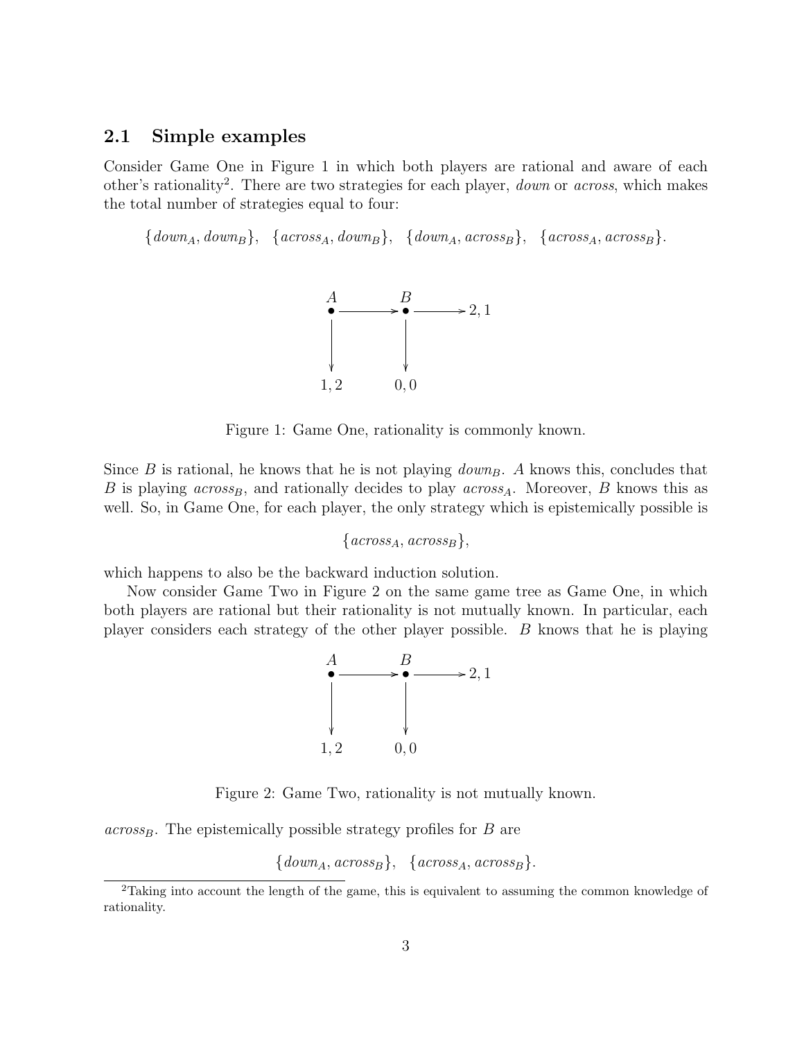## 2.1 Simple examples

Consider Game One in Figure 1 in which both players are rational and aware of each other's rationality[2]. There are two strategies for each player, *down* or *across*, which makes the total number of strategies equal to four:

$$\{down_A, down_B\}, \quad \{across_A, down_B\}, \quad \{down_A, across_B\}, \quad \{across_A, across_B\}.$$

Figure 1: Game One, rationality is commonly known.

Since $B$ is rational, he knows that he is not playing $down_B$. $A$ knows this, concludes that $B$ is playing $across_B$, and rationally decides to play $across_A$. Moreover, $B$ knows this as well. So, in Game One, for each player, the only strategy which is epistemically possible is

$$\{across_A, across_B\},$$

which happens to also be the backward induction solution.

Now consider Game Two in Figure 2 on the same game tree as Game One, in which both players are rational but their rationality is not mutually known. In particular, each player considers each strategy of the other player possible. $B$ knows that he is playing $across_B$. The epistemically possible strategy profiles for $B$ are

Figure 2: Game Two, rationality is not mutually known.

$$\{down_A, across_B\}, \quad \{across_A, across_B\}.$$

[2]Taking into account the length of the game, this is equivalent to assuming the common knowledge of rationality.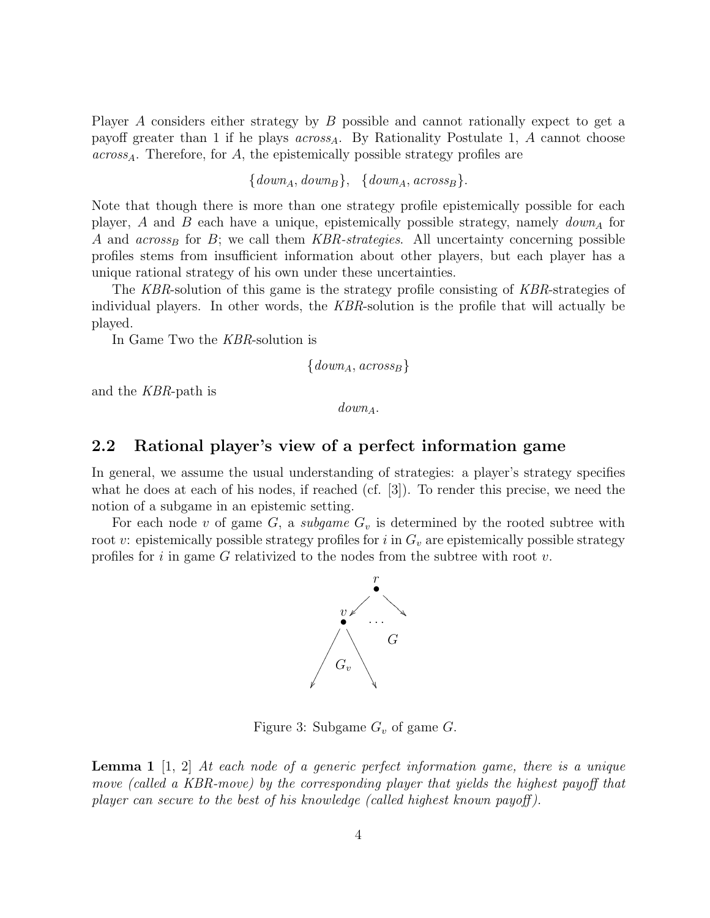Player $A$ considers either strategy by $B$ possible and cannot rationally expect to get a payoff greater than 1 if he plays $across_A$. By Rationality Postulate 1, $A$ cannot choose $across_A$. Therefore, for $A$, the epistemically possible strategy profiles are

$$\{down_A, down_B\}, \quad \{down_A, across_B\}.$$

Note that though there is more than one strategy profile epistemically possible for each player, $A$ and $B$ each have a unique, epistemically possible strategy, namely $down_A$ for $A$ and $across_B$ for $B$; we call them *KBR-strategies*. All uncertainty concerning possible profiles stems from insufficient information about other players, but each player has a unique rational strategy of his own under these uncertainties.

The *KBR*-solution of this game is the strategy profile consisting of *KBR*-strategies of individual players. In other words, the *KBR*-solution is the profile that will actually be played.

In Game Two the *KBR*-solution is

$$\{down_A, across_B\}$$

and the *KBR*-path is

$$down_A.$$

## 2.2 Rational player's view of a perfect information game

In general, we assume the usual understanding of strategies: a player's strategy specifies what he does at each of his nodes, if reached (cf. [3]). To render this precise, we need the notion of a subgame in an epistemic setting.

For each node $v$ of game $G$, a *subgame* $G_v$ is determined by the rooted subtree with root $v$: epistemically possible strategy profiles for $i$ in $G_v$ are epistemically possible strategy profiles for $i$ in game $G$ relativized to the nodes from the subtree with root $v$.

Figure 3: Subgame $G_v$ of game $G$.

**Lemma 1** [1, 2] *At each node of a generic perfect information game, there is a unique move (called a KBR-move) by the corresponding player that yields the highest payoff that player can secure to the best of his knowledge (called highest known payoff).*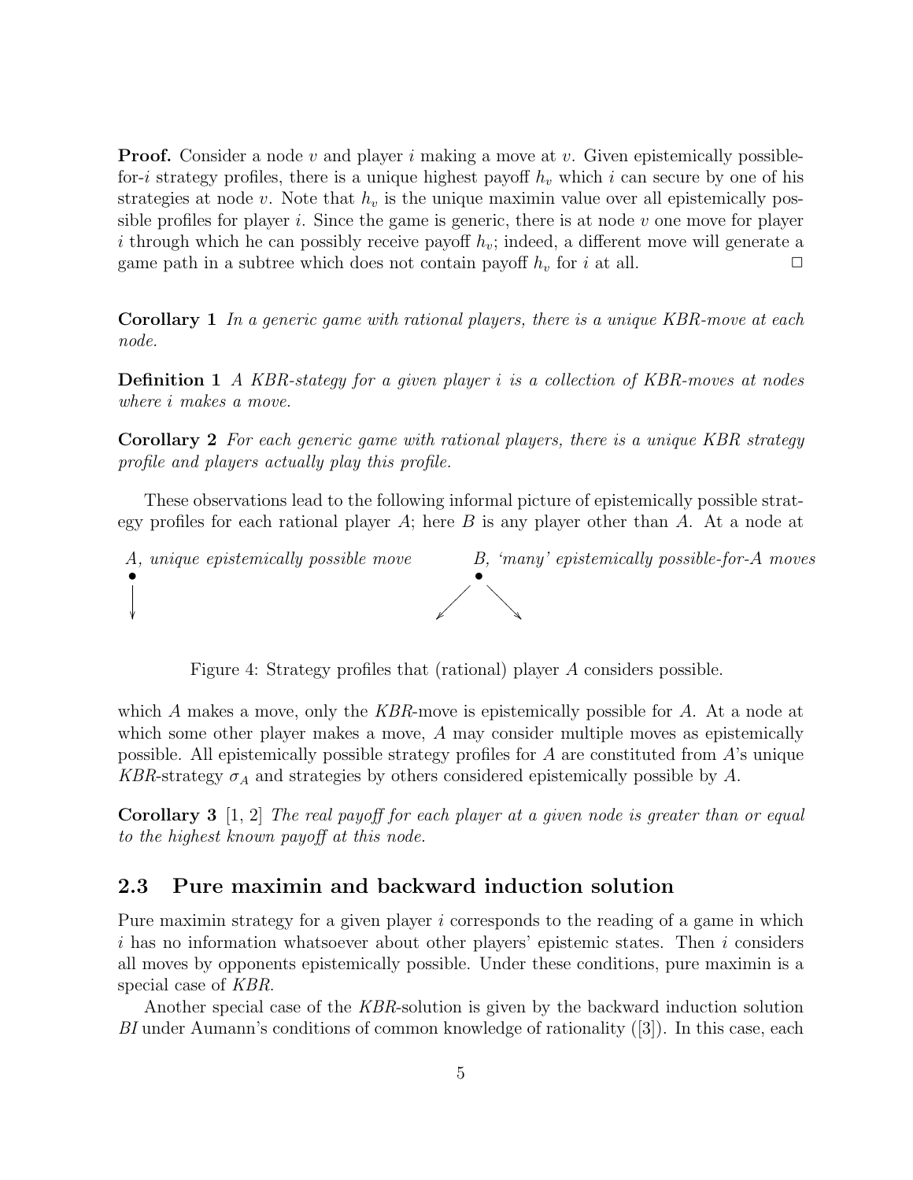**Proof.** Consider a node $v$ and player $i$ making a move at $v$. Given epistemically possible-for-$i$ strategy profiles, there is a unique highest payoff $h_v$ which $i$ can secure by one of his strategies at node $v$. Note that $h_v$ is the unique maximin value over all epistemically possible profiles for player $i$. Since the game is generic, there is at node $v$ one move for player $i$ through which he can possibly receive payoff $h_v$; indeed, a different move will generate a game path in a subtree which does not contain payoff $h_v$ for $i$ at all. □

**Corollary 1** *In a generic game with rational players, there is a unique KBR-move at each node.*

**Definition 1** *A KBR-stategy for a given player $i$ is a collection of KBR-moves at nodes where $i$ makes a move.*

**Corollary 2** *For each generic game with rational players, there is a unique KBR strategy profile and players actually play this profile.*

These observations lead to the following informal picture of epistemically possible strategy profiles for each rational player $A$; here $B$ is any player other than $A$. At a node at which $A$ makes a move, only the *KBR*-move is epistemically possible for $A$. At a node at which some other player makes a move, $A$ may consider multiple moves as epistemically possible. All epistemically possible strategy profiles for $A$ are constituted from $A$'s unique *KBR*-strategy $\sigma_A$ and strategies by others considered epistemically possible by $A$.

*A, unique epistemically possible move* — *B, 'many' epistemically possible-for-A moves*

Figure 4: Strategy profiles that (rational) player $A$ considers possible.

**Corollary 3** [1, 2] *The real payoff for each player at a given node is greater than or equal to the highest known payoff at this node.*

## 2.3 Pure maximin and backward induction solution

Pure maximin strategy for a given player $i$ corresponds to the reading of a game in which $i$ has no information whatsoever about other players' epistemic states. Then $i$ considers all moves by opponents epistemically possible. Under these conditions, pure maximin is a special case of *KBR*.

Another special case of the *KBR*-solution is given by the backward induction solution *BI* under Aumann's conditions of common knowledge of rationality ([3]). In this case, each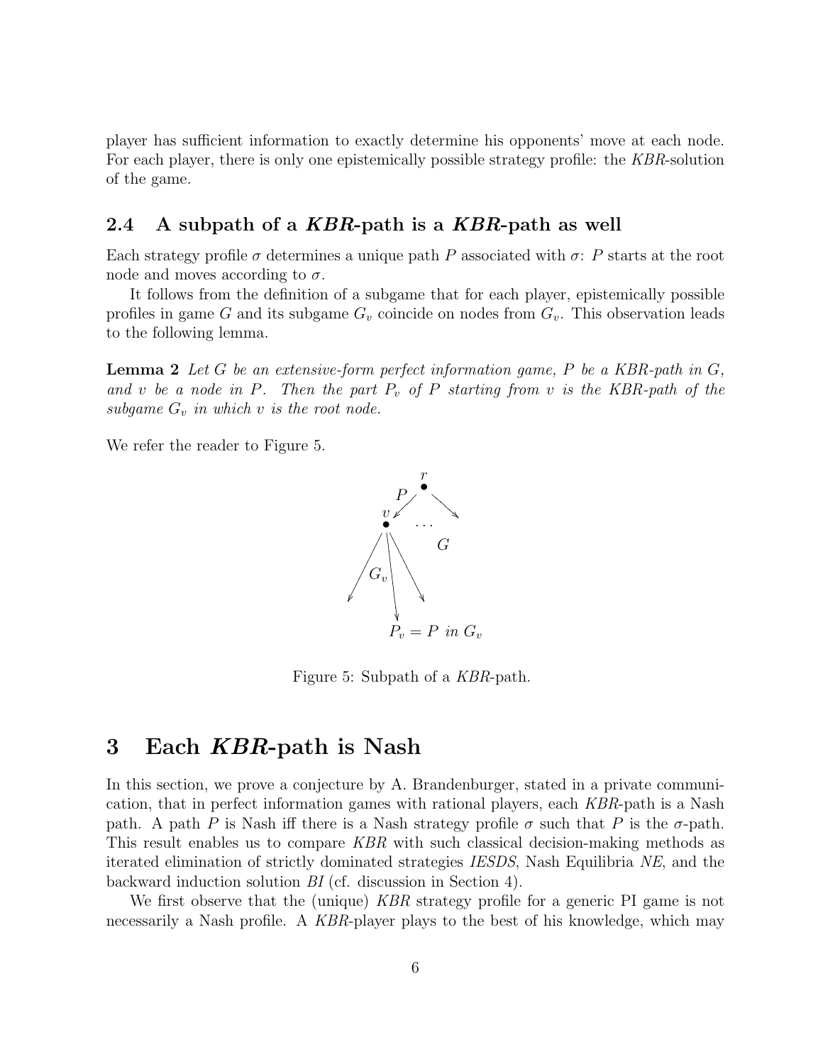player has sufficient information to exactly determine his opponents' move at each node. For each player, there is only one epistemically possible strategy profile: the *KBR*-solution of the game.

### 2.4 A subpath of a *KBR*-path is a *KBR*-path as well

Each strategy profile $\sigma$ determines a unique path $P$ associated with $\sigma$: $P$ starts at the root node and moves according to $\sigma$.

It follows from the definition of a subgame that for each player, epistemically possible profiles in game $G$ and its subgame $G_v$ coincide on nodes from $G_v$. This observation leads to the following lemma.

**Lemma 2** *Let $G$ be an extensive-form perfect information game, $P$ be a KBR-path in $G$, and $v$ be a node in $P$. Then the part $P_v$ of $P$ starting from $v$ is the KBR-path of the subgame $G_v$ in which $v$ is the root node.*

We refer the reader to Figure 5.

Figure 5: Subpath of a *KBR*-path.

## 3 Each *KBR*-path is Nash

In this section, we prove a conjecture by A. Brandenburger, stated in a private communication, that in perfect information games with rational players, each *KBR*-path is a Nash path. A path $P$ is Nash iff there is a Nash strategy profile $\sigma$ such that $P$ is the $\sigma$-path. This result enables us to compare *KBR* with such classical decision-making methods as iterated elimination of strictly dominated strategies *IESDS*, Nash Equilibria *NE*, and the backward induction solution *BI* (cf. discussion in Section 4).

We first observe that the (unique) *KBR* strategy profile for a generic PI game is not necessarily a Nash profile. A *KBR*-player plays to the best of his knowledge, which may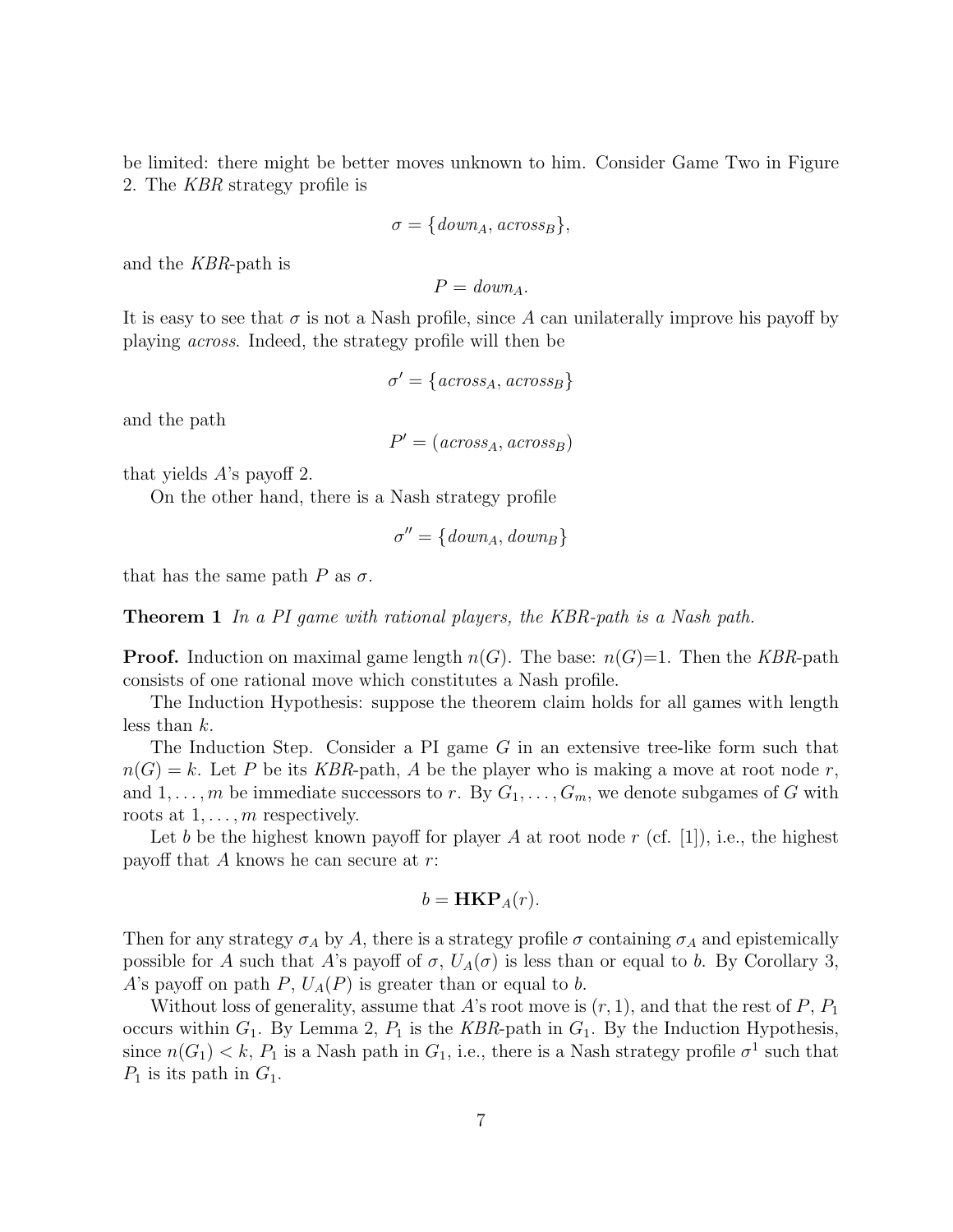be limited: there might be better moves unknown to him. Consider Game Two in Figure 2. The *KBR* strategy profile is

$$\sigma = \{down_A, across_B\},$$

and the *KBR*-path is

$$P = down_A.$$

It is easy to see that $\sigma$ is not a Nash profile, since $A$ can unilaterally improve his payoff by playing *across*. Indeed, the strategy profile will then be

$$\sigma' = \{across_A, across_B\}$$

and the path

$$P' = (across_A, across_B)$$

that yields $A$'s payoff 2.

On the other hand, there is a Nash strategy profile

$$\sigma'' = \{down_A, down_B\}$$

that has the same path $P$ as $\sigma$.

**Theorem 1** *In a PI game with rational players, the KBR-path is a Nash path.*

**Proof.** Induction on maximal game length $n(G)$. The base: $n(G)$=1. Then the *KBR*-path consists of one rational move which constitutes a Nash profile.

The Induction Hypothesis: suppose the theorem claim holds for all games with length less than $k$.

The Induction Step. Consider a PI game $G$ in an extensive tree-like form such that $n(G) = k$. Let $P$ be its *KBR*-path, $A$ be the player who is making a move at root node $r$, and $1, \ldots, m$ be immediate successors to $r$. By $G_1, \ldots, G_m$, we denote subgames of $G$ with roots at $1, \ldots, m$ respectively.

Let $b$ be the highest known payoff for player $A$ at root node $r$ (cf. [1]), i.e., the highest payoff that $A$ knows he can secure at $r$:

$$b = \mathbf{HKP}_A(r).$$

Then for any strategy $\sigma_A$ by $A$, there is a strategy profile $\sigma$ containing $\sigma_A$ and epistemically possible for $A$ such that $A$'s payoff of $\sigma$, $U_A(\sigma)$ is less than or equal to $b$. By Corollary 3, $A$'s payoff on path $P$, $U_A(P)$ is greater than or equal to $b$.

Without loss of generality, assume that $A$'s root move is $(r, 1)$, and that the rest of $P$, $P_1$ occurs within $G_1$. By Lemma 2, $P_1$ is the *KBR*-path in $G_1$. By the Induction Hypothesis, since $n(G_1) < k$, $P_1$ is a Nash path in $G_1$, i.e., there is a Nash strategy profile $\sigma^1$ such that $P_1$ is its path in $G_1$.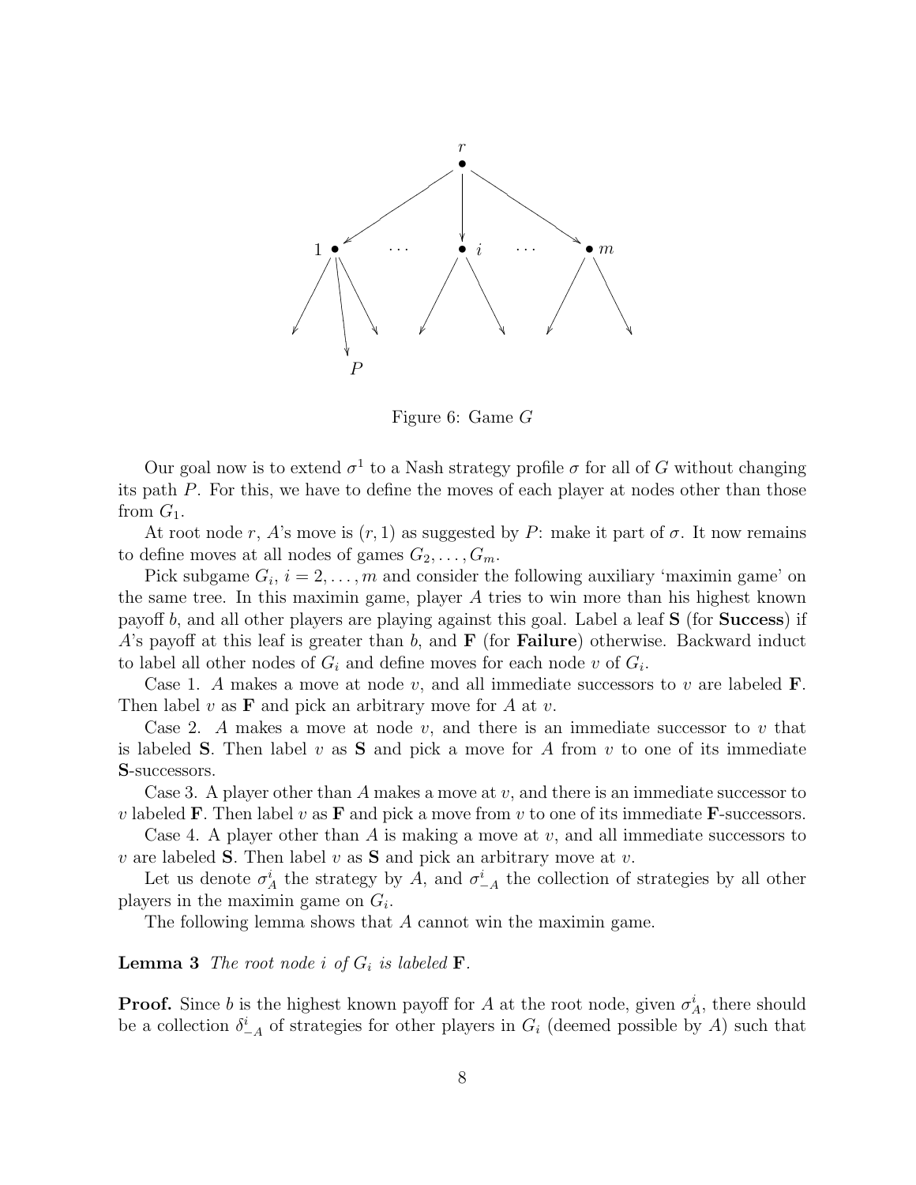Figure 6: Game $G$

Our goal now is to extend $\sigma^1$ to a Nash strategy profile $\sigma$ for all of $G$ without changing its path $P$. For this, we have to define the moves of each player at nodes other than those from $G_1$.

At root node $r$, $A$'s move is $(r, 1)$ as suggested by $P$: make it part of $\sigma$. It now remains to define moves at all nodes of games $G_2, \ldots, G_m$.

Pick subgame $G_i$, $i = 2, \ldots, m$ and consider the following auxiliary 'maximin game' on the same tree. In this maximin game, player $A$ tries to win more than his highest known payoff $b$, and all other players are playing against this goal. Label a leaf **S** (for **Success**) if $A$'s payoff at this leaf is greater than $b$, and **F** (for **Failure**) otherwise. Backward induct to label all other nodes of $G_i$ and define moves for each node $v$ of $G_i$.

Case 1. $A$ makes a move at node $v$, and all immediate successors to $v$ are labeled **F**. Then label $v$ as **F** and pick an arbitrary move for $A$ at $v$.

Case 2. $A$ makes a move at node $v$, and there is an immediate successor to $v$ that is labeled **S**. Then label $v$ as **S** and pick a move for $A$ from $v$ to one of its immediate **S**-successors.

Case 3. A player other than $A$ makes a move at $v$, and there is an immediate successor to $v$ labeled **F**. Then label $v$ as **F** and pick a move from $v$ to one of its immediate **F**-successors.

Case 4. A player other than $A$ is making a move at $v$, and all immediate successors to $v$ are labeled **S**. Then label $v$ as **S** and pick an arbitrary move at $v$.

Let us denote $\sigma^i_A$ the strategy by $A$, and $\sigma^i_{-A}$ the collection of strategies by all other players in the maximin game on $G_i$.

The following lemma shows that $A$ cannot win the maximin game.

**Lemma 3** *The root node $i$ of $G_i$ is labeled* **F**.

**Proof.** Since $b$ is the highest known payoff for $A$ at the root node, given $\sigma^i_A$, there should be a collection $\delta^i_{-A}$ of strategies for other players in $G_i$ (deemed possible by $A$) such that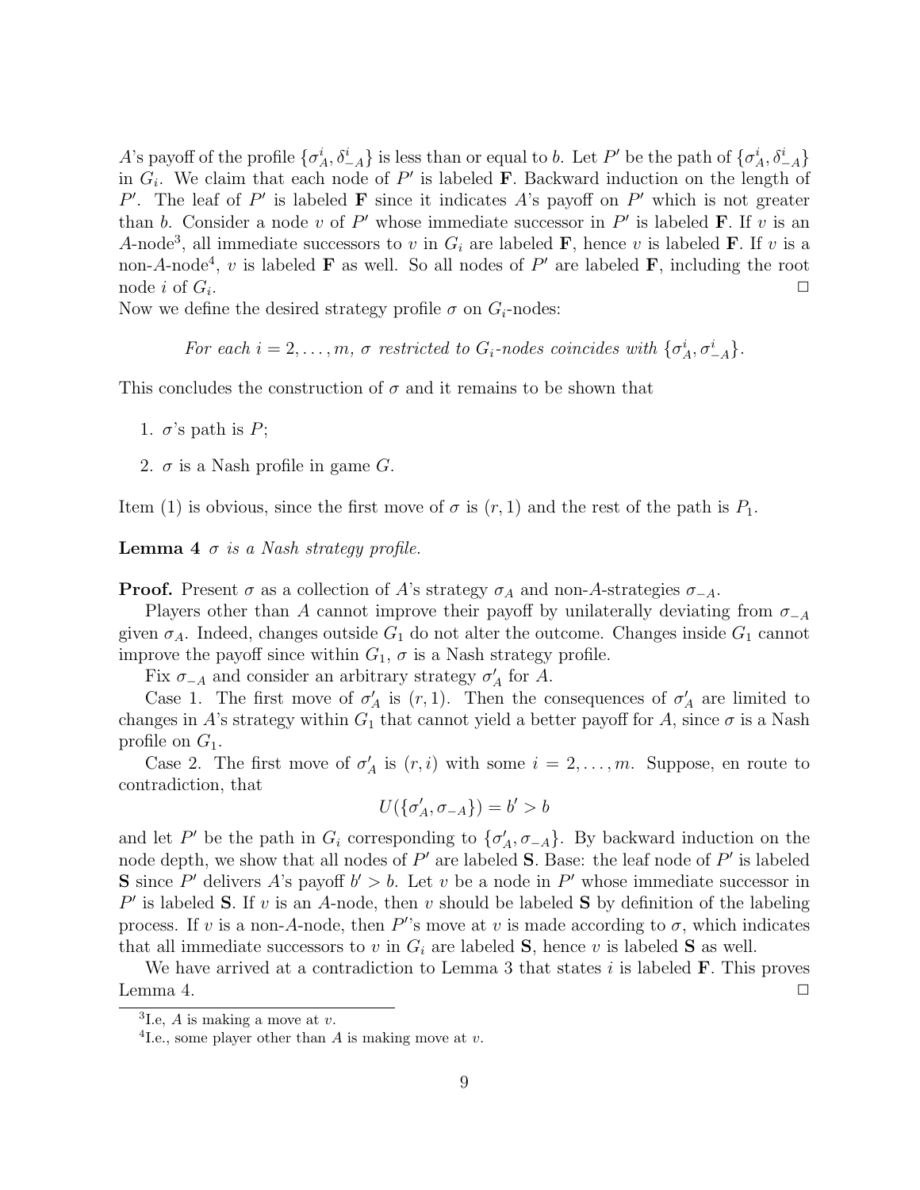$A$'s payoff of the profile $\{\sigma^i_A, \delta^i_{-A}\}$ is less than or equal to $b$. Let $P'$ be the path of $\{\sigma^i_A, \delta^i_{-A}\}$ in $G_i$. We claim that each node of $P'$ is labeled **F**. Backward induction on the length of $P'$. The leaf of $P'$ is labeled **F** since it indicates $A$'s payoff on $P'$ which is not greater than $b$. Consider a node $v$ of $P'$ whose immediate successor in $P'$ is labeled **F**. If $v$ is an $A$-node[3], all immediate successors to $v$ in $G_i$ are labeled **F**, hence $v$ is labeled **F**. If $v$ is a non-$A$-node[4], $v$ is labeled **F** as well. So all nodes of $P'$ are labeled **F**, including the root node $i$ of $G_i$. □

Now we define the desired strategy profile $\sigma$ on $G_i$-nodes:

*For each $i = 2, \ldots, m$, $\sigma$ restricted to $G_i$-nodes coincides with $\{\sigma^i_A, \sigma^i_{-A}\}$.*

This concludes the construction of $\sigma$ and it remains to be shown that

1. $\sigma$'s path is $P$;
2. $\sigma$ is a Nash profile in game $G$.

Item (1) is obvious, since the first move of $\sigma$ is $(r, 1)$ and the rest of the path is $P_1$.

**Lemma 4** *$\sigma$ is a Nash strategy profile.*

**Proof.** Present $\sigma$ as a collection of $A$'s strategy $\sigma_A$ and non-$A$-strategies $\sigma_{-A}$.

Players other than $A$ cannot improve their payoff by unilaterally deviating from $\sigma_{-A}$ given $\sigma_A$. Indeed, changes outside $G_1$ do not alter the outcome. Changes inside $G_1$ cannot improve the payoff since within $G_1$, $\sigma$ is a Nash strategy profile.

Fix $\sigma_{-A}$ and consider an arbitrary strategy $\sigma'_A$ for $A$.

Case 1. The first move of $\sigma'_A$ is $(r, 1)$. Then the consequences of $\sigma'_A$ are limited to changes in $A$'s strategy within $G_1$ that cannot yield a better payoff for $A$, since $\sigma$ is a Nash profile on $G_1$.

Case 2. The first move of $\sigma'_A$ is $(r, i)$ with some $i = 2, \ldots, m$. Suppose, en route to contradiction, that

$$U(\{\sigma'_A, \sigma_{-A}\}) = b' > b$$

and let $P'$ be the path in $G_i$ corresponding to $\{\sigma'_A, \sigma_{-A}\}$. By backward induction on the node depth, we show that all nodes of $P'$ are labeled **S**. Base: the leaf node of $P'$ is labeled **S** since $P'$ delivers $A$'s payoff $b' > b$. Let $v$ be a node in $P'$ whose immediate successor in $P'$ is labeled **S**. If $v$ is an $A$-node, then $v$ should be labeled **S** by definition of the labeling process. If $v$ is a non-$A$-node, then $P'$'s move at $v$ is made according to $\sigma$, which indicates that all immediate successors to $v$ in $G_i$ are labeled **S**, hence $v$ is labeled **S** as well.

We have arrived at a contradiction to Lemma 3 that states $i$ is labeled **F**. This proves Lemma 4. □

[3] I.e, $A$ is making a move at $v$.

[4] I.e., some player other than $A$ is making move at $v$.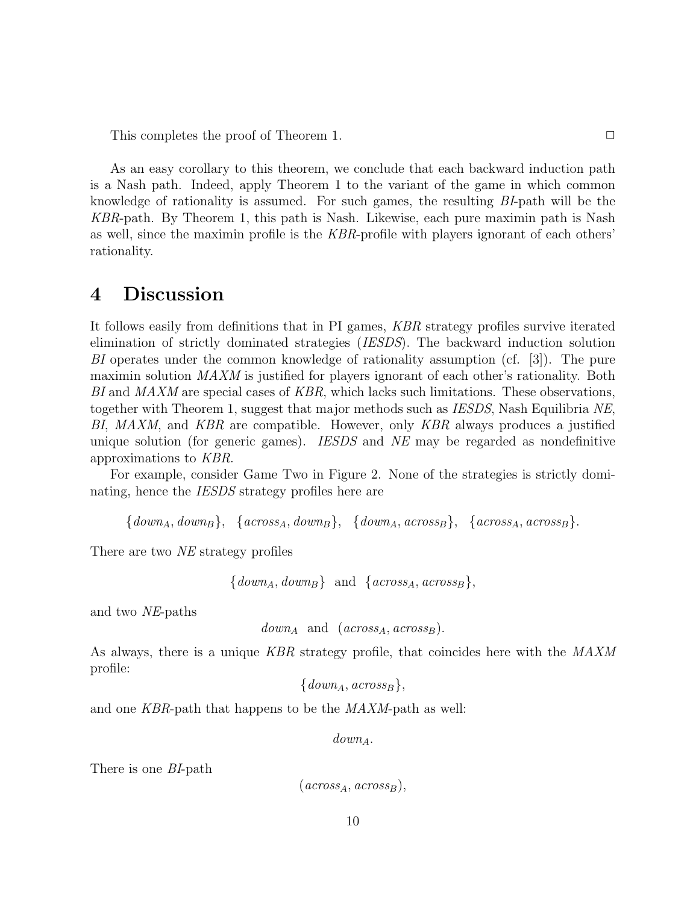This completes the proof of Theorem 1. □

As an easy corollary to this theorem, we conclude that each backward induction path is a Nash path. Indeed, apply Theorem 1 to the variant of the game in which common knowledge of rationality is assumed. For such games, the resulting *BI*-path will be the *KBR*-path. By Theorem 1, this path is Nash. Likewise, each pure maximin path is Nash as well, since the maximin profile is the *KBR*-profile with players ignorant of each others' rationality.

# 4 Discussion

It follows easily from definitions that in PI games, *KBR* strategy profiles survive iterated elimination of strictly dominated strategies (*IESDS*). The backward induction solution *BI* operates under the common knowledge of rationality assumption (cf. [3]). The pure maximin solution *MAXM* is justified for players ignorant of each other's rationality. Both *BI* and *MAXM* are special cases of *KBR*, which lacks such limitations. These observations, together with Theorem 1, suggest that major methods such as *IESDS*, Nash Equilibria *NE*, *BI*, *MAXM*, and *KBR* are compatible. However, only *KBR* always produces a justified unique solution (for generic games). *IESDS* and *NE* may be regarded as nondefinitive approximations to *KBR*.

For example, consider Game Two in Figure 2. None of the strategies is strictly dominating, hence the *IESDS* strategy profiles here are

$$\{down_A, down_B\}, \quad \{across_A, down_B\}, \quad \{down_A, across_B\}, \quad \{across_A, across_B\}.$$

There are two *NE* strategy profiles

$$\{down_A, down_B\} \text{ and } \{across_A, across_B\},$$

and two *NE*-paths

$$down_A \text{ and } (across_A, across_B).$$

As always, there is a unique *KBR* strategy profile, that coincides here with the *MAXM* profile:

$$\{down_A, across_B\},$$

and one *KBR*-path that happens to be the *MAXM*-path as well:

$$down_A.$$

There is one *BI*-path

$$(across_A, across_B),$$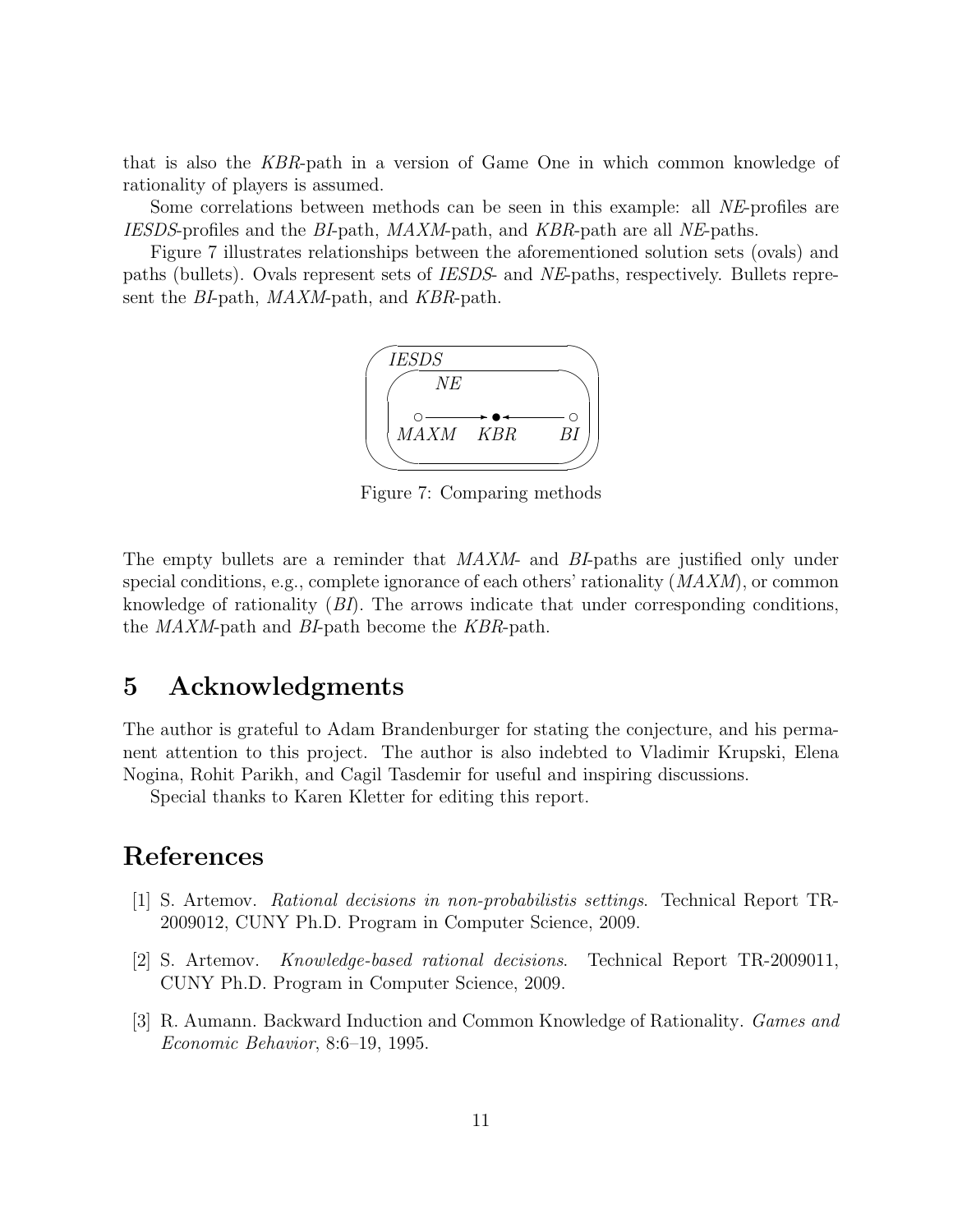that is also the *KBR*-path in a version of Game One in which common knowledge of rationality of players is assumed.

Some correlations between methods can be seen in this example: all *NE*-profiles are *IESDS*-profiles and the *BI*-path, *MAXM*-path, and *KBR*-path are all *NE*-paths.

Figure 7 illustrates relationships between the aforementioned solution sets (ovals) and paths (bullets). Ovals represent sets of *IESDS*- and *NE*-paths, respectively. Bullets represent the *BI*-path, *MAXM*-path, and *KBR*-path.

Figure 7: Comparing methods

The empty bullets are a reminder that *MAXM*- and *BI*-paths are justified only under special conditions, e.g., complete ignorance of each others' rationality (*MAXM*), or common knowledge of rationality (*BI*). The arrows indicate that under corresponding conditions, the *MAXM*-path and *BI*-path become the *KBR*-path.

## 5 Acknowledgments

The author is grateful to Adam Brandenburger for stating the conjecture, and his permanent attention to this project. The author is also indebted to Vladimir Krupski, Elena Nogina, Rohit Parikh, and Cagil Tasdemir for useful and inspiring discussions.

Special thanks to Karen Kletter for editing this report.

## References

[1] S. Artemov. *Rational decisions in non-probabilistis settings*. Technical Report TR-2009012, CUNY Ph.D. Program in Computer Science, 2009.

[2] S. Artemov. *Knowledge-based rational decisions*. Technical Report TR-2009011, CUNY Ph.D. Program in Computer Science, 2009.

[3] R. Aumann. Backward Induction and Common Knowledge of Rationality. *Games and Economic Behavior*, 8:6–19, 1995.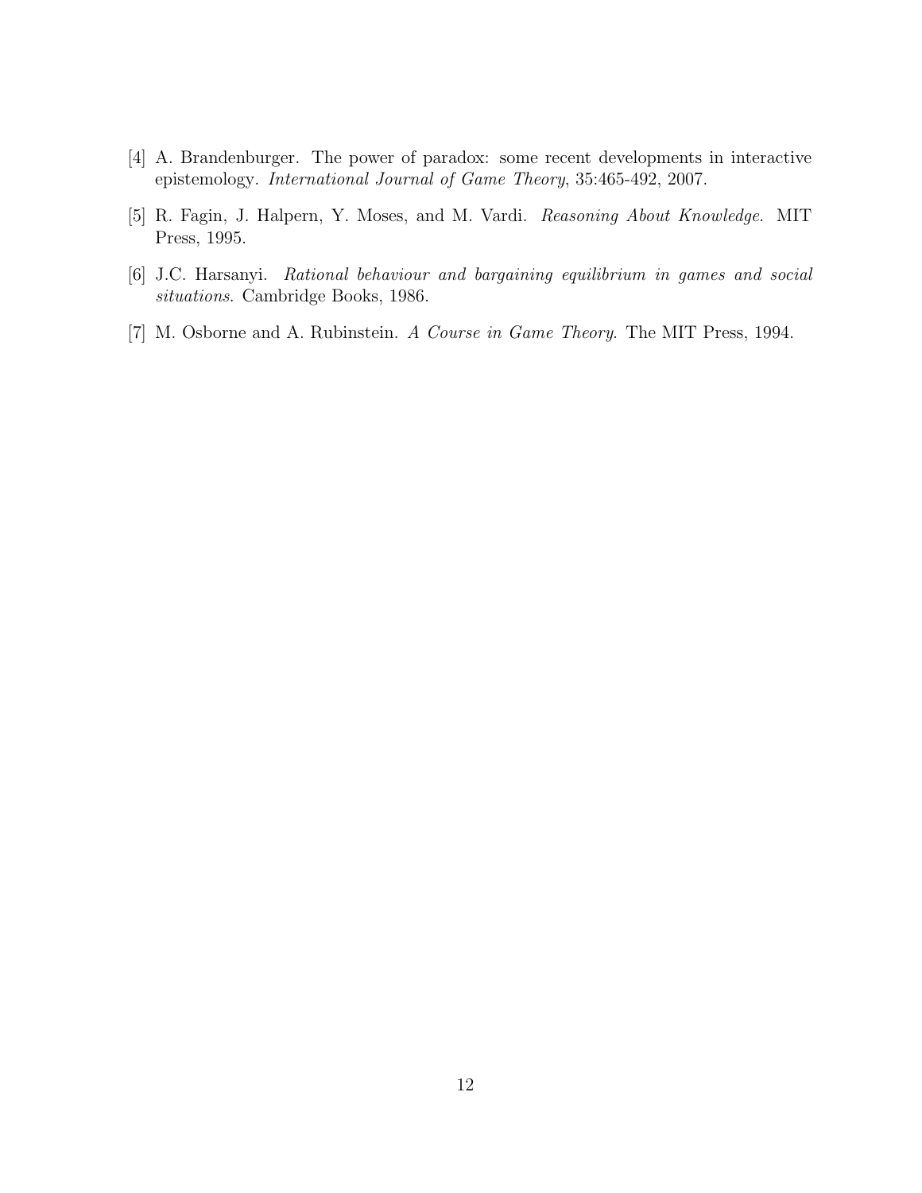[4] A. Brandenburger. The power of paradox: some recent developments in interactive epistemology. *International Journal of Game Theory*, 35:465-492, 2007.

[5] R. Fagin, J. Halpern, Y. Moses, and M. Vardi. *Reasoning About Knowledge*. MIT Press, 1995.

[6] J.C. Harsanyi. *Rational behaviour and bargaining equilibrium in games and social situations*. Cambridge Books, 1986.

[7] M. Osborne and A. Rubinstein. *A Course in Game Theory*. The MIT Press, 1994.